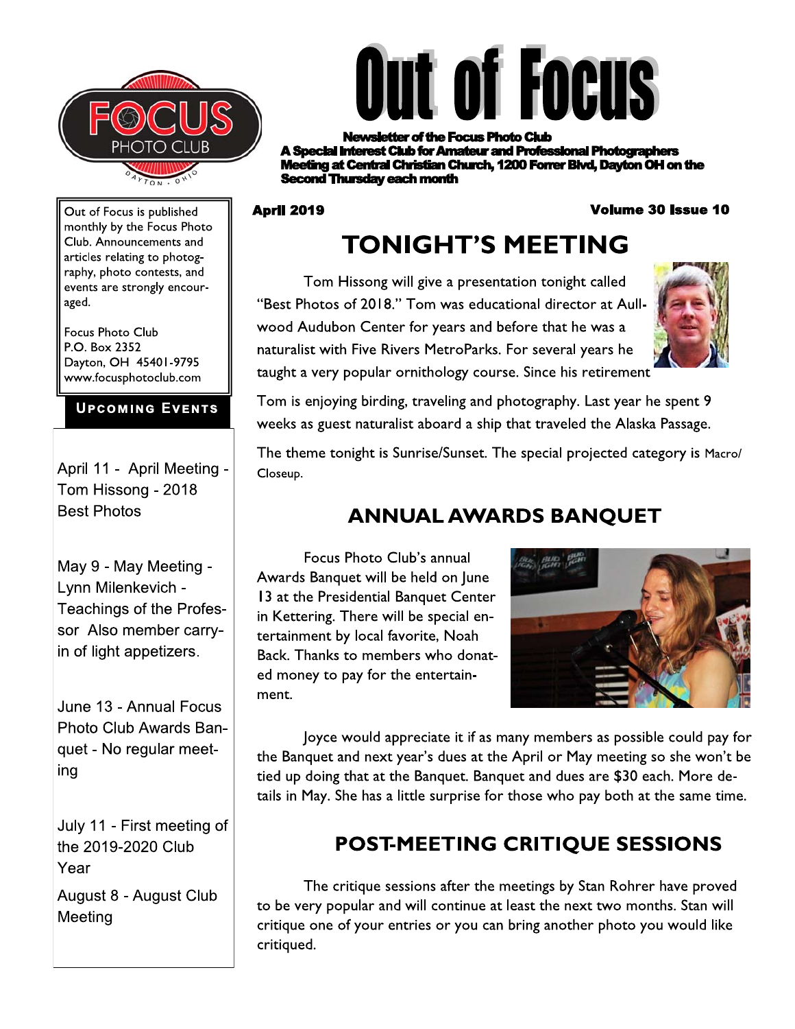# Out of Focus

**Newsletter of the Focus Photo Club**
**A Special Interest Club for Amateur and Professional Photographers**
**Meeting at Central Christian Church, 1200 Forrer Blvd, Dayton OH on the Second Thursday each month**

**April 2019** **Volume 30 Issue 10**

## TONIGHT'S MEETING

Tom Hissong will give a presentation tonight called "Best Photos of 2018." Tom was educational director at Aullwood Audubon Center for years and before that he was a naturalist with Five Rivers MetroParks. For several years he taught a very popular ornithology course. Since his retirement Tom is enjoying birding, traveling and photography. Last year he spent 9 weeks as guest naturalist aboard a ship that traveled the Alaska Passage.

The theme tonight is Sunrise/Sunset. The special projected category is Macro/Closeup.

## ANNUAL AWARDS BANQUET

Focus Photo Club's annual Awards Banquet will be held on June 13 at the Presidential Banquet Center in Kettering. There will be special entertainment by local favorite, Noah Back. Thanks to members who donated money to pay for the entertainment.

Joyce would appreciate it if as many members as possible could pay for the Banquet and next year's dues at the April or May meeting so she won't be tied up doing that at the Banquet. Banquet and dues are $30 each. More details in May. She has a little surprise for those who pay both at the same time.

## POST-MEETING CRITIQUE SESSIONS

The critique sessions after the meetings by Stan Rohrer have proved to be very popular and will continue at least the next two months. Stan will critique one of your entries or you can bring another photo you would like critiqued.

---

Out of Focus is published monthly by the Focus Photo Club. Announcements and articles relating to photography, photo contests, and events are strongly encouraged.

Focus Photo Club
P.O. Box 2352
Dayton, OH 45401-9795
www.focusphotoclub.com

### Upcoming Events

April 11 - April Meeting - Tom Hissong - 2018 Best Photos

May 9 - May Meeting - Lynn Milenkevich - Teachings of the Professor Also member carry-in of light appetizers.

June 13 - Annual Focus Photo Club Awards Banquet - No regular meeting

July 11 - First meeting of the 2019-2020 Club Year

August 8 - August Club Meeting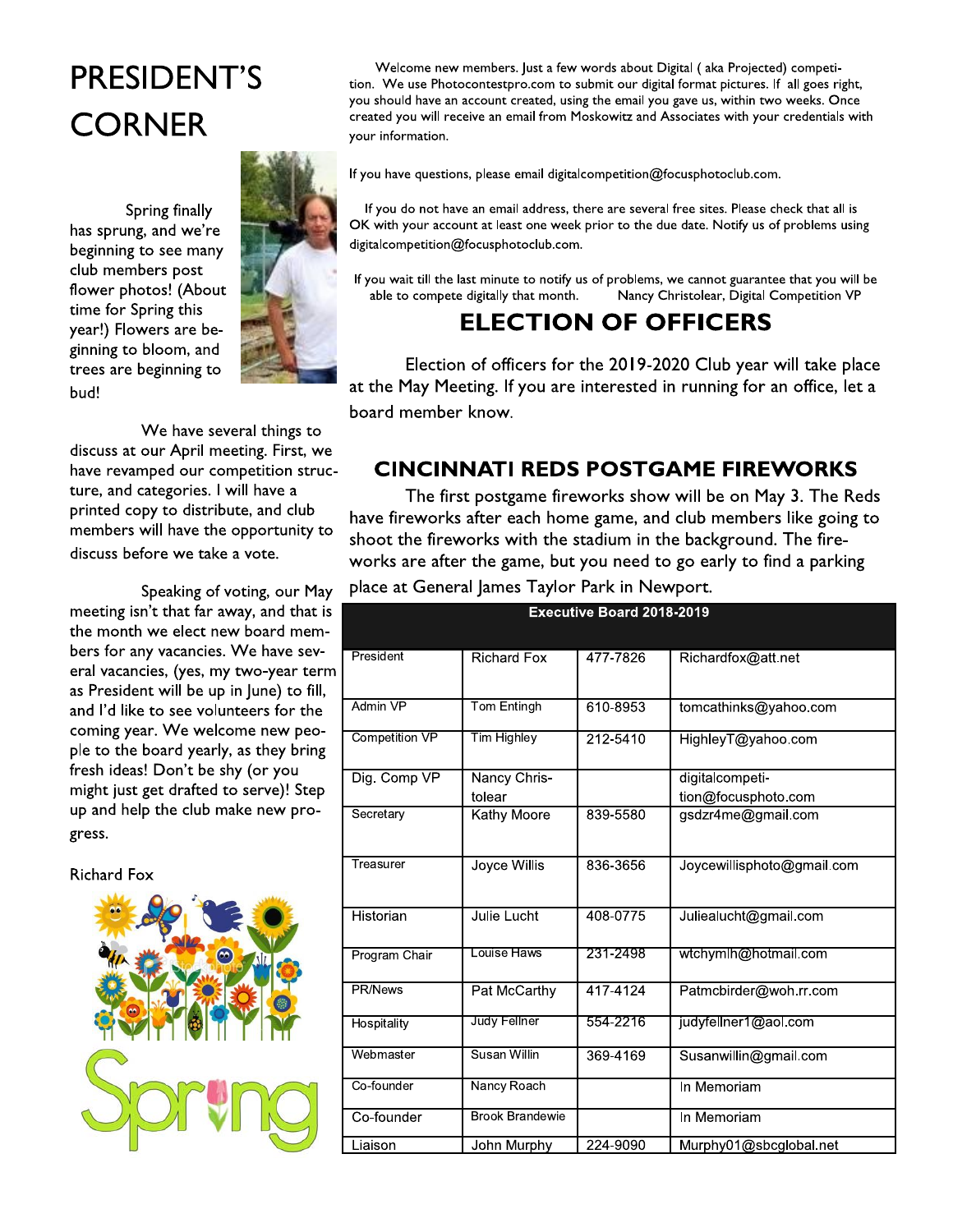# PRESIDENT'S CORNER

Spring finally has sprung, and we're beginning to see many club members post flower photos! (About time for Spring this year!) Flowers are beginning to bloom, and trees are beginning to bud!

We have several things to discuss at our April meeting. First, we have revamped our competition structure, and categories. I will have a printed copy to distribute, and club members will have the opportunity to discuss before we take a vote.

Speaking of voting, our May meeting isn't that far away, and that is the month we elect new board members for any vacancies. We have several vacancies, (yes, my two-year term as President will be up in June) to fill, and I'd like to see volunteers for the coming year. We welcome new people to the board yearly, as they bring fresh ideas! Don't be shy (or you might just get drafted to serve)! Step up and help the club make new progress.

Richard Fox

Welcome new members. Just a few words about Digital ( aka Projected) competition. We use Photocontestpro.com to submit our digital format pictures. If all goes right, you should have an account created, using the email you gave us, within two weeks. Once created you will receive an email from Moskowitz and Associates with your credentials with your information.

If you have questions, please email digitalcompetition@focusphotoclub.com.

If you do not have an email address, there are several free sites. Please check that all is OK with your account at least one week prior to the due date. Notify us of problems using digitalcompetition@focusphotoclub.com.

If you wait till the last minute to notify us of problems, we cannot guarantee that you will be able to compete digitally that month. Nancy Christolear, Digital Competition VP

## ELECTION OF OFFICERS

Election of officers for the 2019-2020 Club year will take place at the May Meeting. If you are interested in running for an office, let a board member know.

## CINCINNATI REDS POSTGAME FIREWORKS

The first postgame fireworks show will be on May 3. The Reds have fireworks after each home game, and club members like going to shoot the fireworks with the stadium in the background. The fireworks are after the game, but you need to go early to find a parking place at General James Taylor Park in Newport.

| Executive Board 2018-2019 | | | |
|---|---|---|---|
| President | Richard Fox | 477-7826 | Richardfox@att.net |
| Admin VP | Tom Entingh | 610-8953 | tomcathinks@yahoo.com |
| Competition VP | Tim Highley | 212-5410 | HighleyT@yahoo.com |
| Dig. Comp VP | Nancy Christolear | | digitalcompetition@focusphoto.com |
| Secretary | Kathy Moore | 839-5580 | gsdzr4me@gmail.com |
| Treasurer | Joyce Willis | 836-3656 | Joycewillisphoto@gmail.com |
| Historian | Julie Lucht | 408-0775 | Juliealucht@gmail.com |
| Program Chair | Louise Haws | 231-2498 | wtchymlh@hotmail.com |
| PR/News | Pat McCarthy | 417-4124 | Patmcbirder@woh.rr.com |
| Hospitality | Judy Fellner | 554-2216 | judyfellner1@aol.com |
| Webmaster | Susan Willin | 369-4169 | Susanwillin@gmail.com |
| Co-founder | Nancy Roach | | In Memoriam |
| Co-founder | Brook Brandewie | | In Memoriam |
| Liaison | John Murphy | 224-9090 | Murphy01@sbcglobal.net |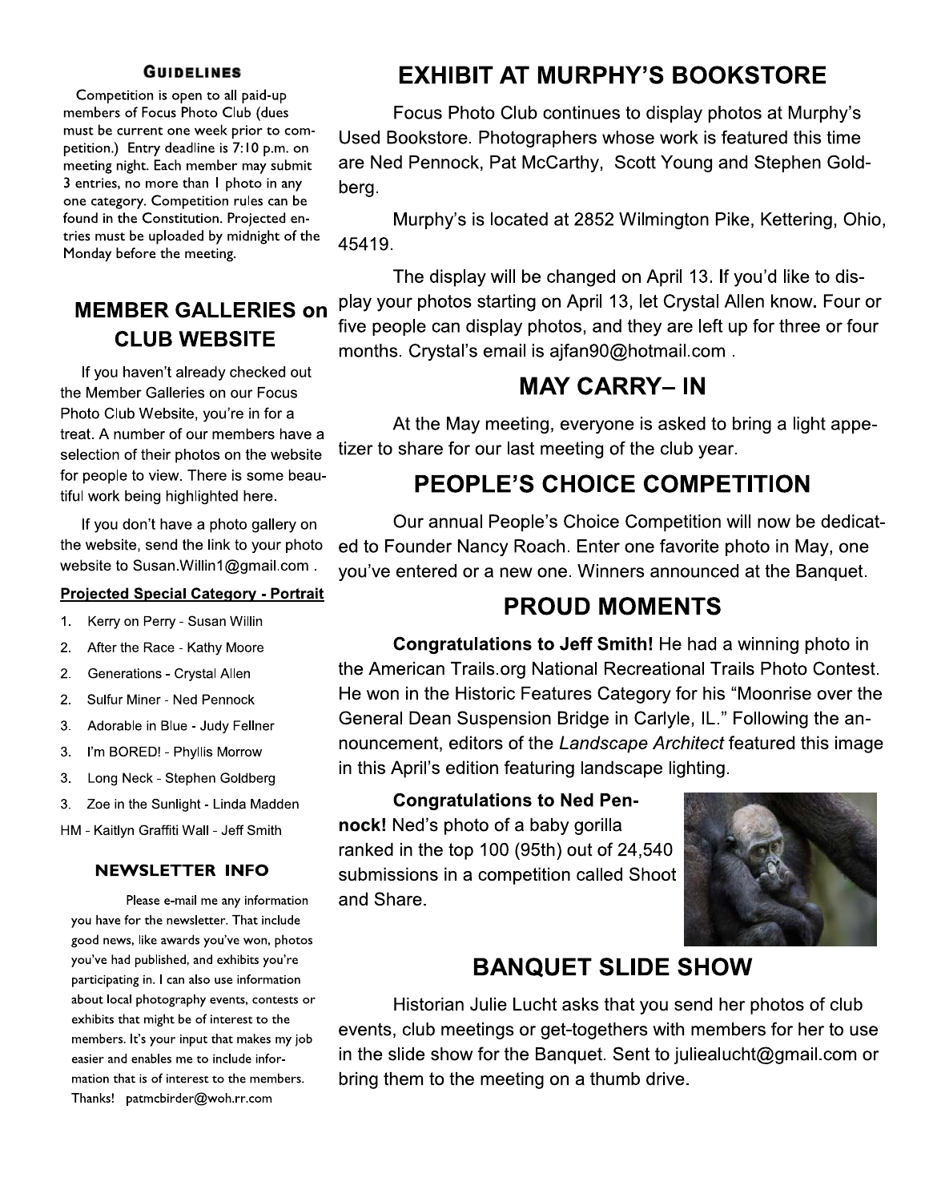### GUIDELINES

Competition is open to all paid-up members of Focus Photo Club (dues must be current one week prior to competition.) Entry deadline is 7:10 p.m. on meeting night. Each member may submit 3 entries, no more than 1 photo in any one category. Competition rules can be found in the Constitution. Projected entries must be uploaded by midnight of the Monday before the meeting.

## MEMBER GALLERIES on CLUB WEBSITE

If you haven't already checked out the Member Galleries on our Focus Photo Club Website, you're in for a treat. A number of our members have a selection of their photos on the website for people to view. There is some beautiful work being highlighted here.

If you don't have a photo gallery on the website, send the link to your photo website to Susan.Willin1@gmail.com .

**Projected Special Category - Portrait**

1. Kerry on Perry - Susan Willin
2. After the Race - Kathy Moore
2. Generations - Crystal Allen
2. Sulfur Miner - Ned Pennock
3. Adorable in Blue - Judy Fellner
3. I'm BORED! - Phyllis Morrow
3. Long Neck - Stephen Goldberg
3. Zoe in the Sunlight - Linda Madden

HM - Kaitlyn Graffiti Wall - Jeff Smith

### NEWSLETTER INFO

Please e-mail me any information you have for the newsletter. That include good news, like awards you've won, photos you've had published, and exhibits you're participating in. I can also use information about local photography events, contests or exhibits that might be of interest to the members. It's your input that makes my job easier and enables me to include information that is of interest to the members. Thanks! patmcbirder@woh.rr.com

## EXHIBIT AT MURPHY'S BOOKSTORE

Focus Photo Club continues to display photos at Murphy's Used Bookstore. Photographers whose work is featured this time are Ned Pennock, Pat McCarthy, Scott Young and Stephen Goldberg.

Murphy's is located at 2852 Wilmington Pike, Kettering, Ohio, 45419.

The display will be changed on April 13. If you'd like to display your photos starting on April 13, let Crystal Allen know. Four or five people can display photos, and they are left up for three or four months. Crystal's email is ajfan90@hotmail.com .

## MAY CARRY– IN

At the May meeting, everyone is asked to bring a light appetizer to share for our last meeting of the club year.

## PEOPLE'S CHOICE COMPETITION

Our annual People's Choice Competition will now be dedicated to Founder Nancy Roach. Enter one favorite photo in May, one you've entered or a new one. Winners announced at the Banquet.

## PROUD MOMENTS

**Congratulations to Jeff Smith!** He had a winning photo in the American Trails.org National Recreational Trails Photo Contest. He won in the Historic Features Category for his "Moonrise over the General Dean Suspension Bridge in Carlyle, IL." Following the announcement, editors of the *Landscape Architect* featured this image in this April's edition featuring landscape lighting.

**Congratulations to Ned Pennock!** Ned's photo of a baby gorilla ranked in the top 100 (95th) out of 24,540 submissions in a competition called Shoot and Share.

## BANQUET SLIDE SHOW

Historian Julie Lucht asks that you send her photos of club events, club meetings or get-togethers with members for her to use in the slide show for the Banquet. Sent to juliealucht@gmail.com or bring them to the meeting on a thumb drive.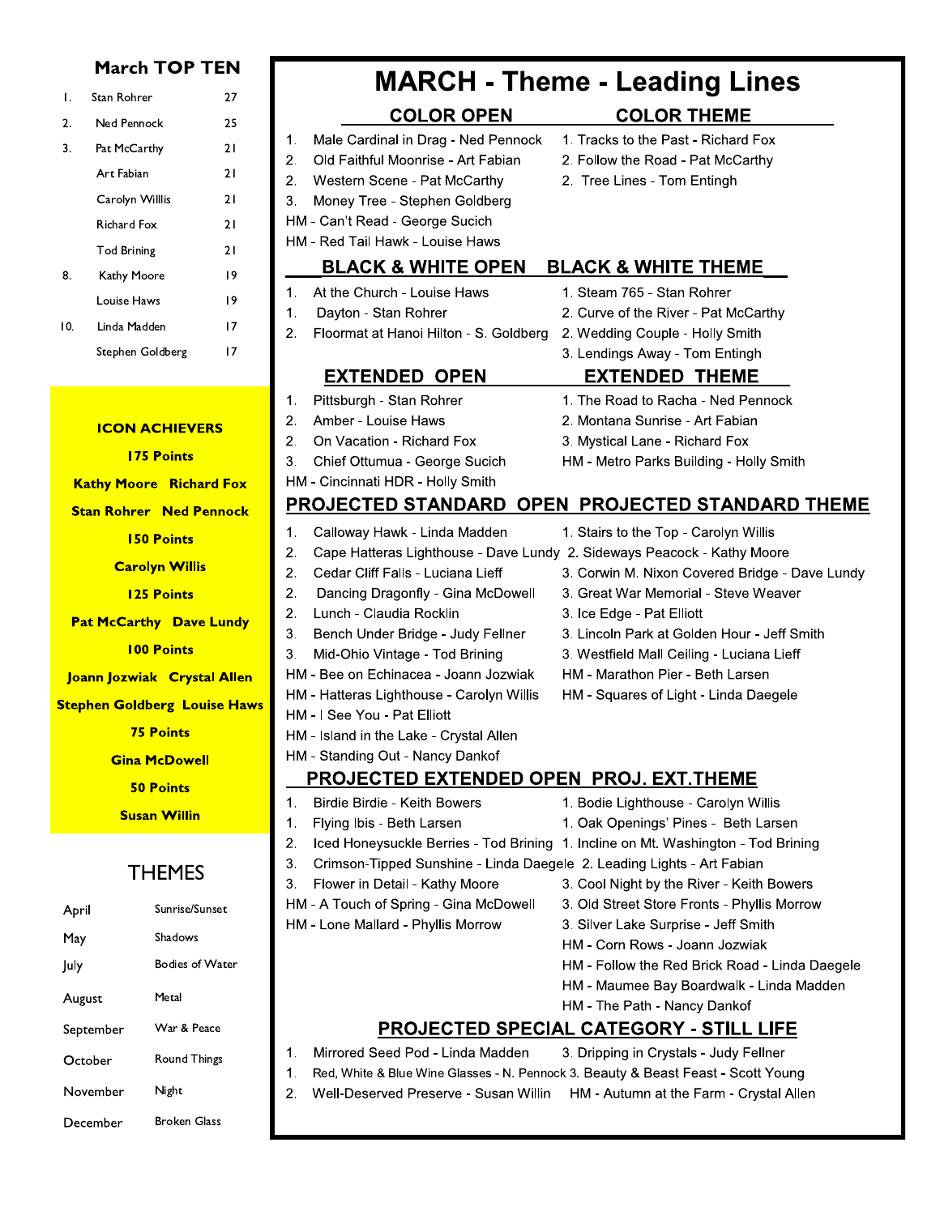## March TOP TEN

| | | |
|---|---|---|
| 1. | Stan Rohrer | 27 |
| 2. | Ned Pennock | 25 |
| 3. | Pat McCarthy | 21 |
| | Art Fabian | 21 |
| | Carolyn Willlis | 21 |
| | Richard Fox | 21 |
| | Tod Brining | 21 |
| 8. | Kathy Moore | 19 |
| | Louise Haws | 19 |
| 10. | Linda Madden | 17 |
| | Stephen Goldberg | 17 |

**ICON ACHIEVERS**

**175 Points**

**Kathy Moore Richard Fox**

**Stan Rohrer Ned Pennock**

**150 Points**

**Carolyn Willis**

**125 Points**

**Pat McCarthy Dave Lundy**

**100 Points**

**Joann Jozwiak Crystal Allen**

**Stephen Goldberg Louise Haws**

**75 Points**

**Gina McDowell**

**50 Points**

**Susan Willin**

## THEMES

| | |
|---|---|
| April | Sunrise/Sunset |
| May | Shadows |
| July | Bodies of Water |
| August | Metal |
| September | War & Peace |
| October | Round Things |
| November | Night |
| December | Broken Glass |

# MARCH - Theme - Leading Lines

## COLOR OPEN

1. Male Cardinal in Drag - Ned Pennock
2. Old Faithful Moonrise - Art Fabian
2. Western Scene - Pat McCarthy
3. Money Tree - Stephen Goldberg

HM - Can't Read - George Sucich
HM - Red Tail Hawk - Louise Haws

## COLOR THEME

1. Tracks to the Past - Richard Fox
2. Follow the Road - Pat McCarthy
2. Tree Lines - Tom Enting

## BLACK & WHITE OPEN

1. At the Church - Louise Haws
1. Dayton - Stan Rohrer
2. Floormat at Hanoi Hilton - S. Goldberg

## BLACK & WHITE THEME

1. Steam 765 - Stan Rohrer
2. Curve of the River - Pat McCarthy
2. Wedding Couple - Holly Smith
3. Lendings Away - Tom Enting

## EXTENDED OPEN

1. Pittsburgh - Stan Rohrer
2. Amber - Louise Haws
2. On Vacation - Richard Fox
3. Chief Ottumua - George Sucich

HM - Cincinnati HDR - Holly Smith

## EXTENDED THEME

1. The Road to Racha - Ned Pennock
2. Montana Sunrise - Art Fabian
3. Mystical Lane - Richard Fox

HM - Metro Parks Building - Holly Smith

## PROJECTED STANDARD OPEN

1. Calloway Hawk - Linda Madden
2. Cape Hatteras Lighthouse - Dave Lundy
2. Cedar Cliff Falls - Luciana Lieff
2. Dancing Dragonfly - Gina McDowell
2. Lunch - Claudia Rocklin
3. Bench Under Bridge - Judy Fellner
3. Mid-Ohio Vintage - Tod Brining

HM - Bee on Echinacea - Joann Jozwiak
HM - Hatteras Lighthouse - Carolyn Willis
HM - I See You - Pat Elliott
HM - Island in the Lake - Crystal Allen
HM - Standing Out - Nancy Dankof

## PROJECTED STANDARD THEME

1. Stairs to the Top - Carolyn Willis
2. Sideways Peacock - Kathy Moore
3. Corwin M. Nixon Covered Bridge - Dave Lundy
3. Great War Memorial - Steve Weaver
3. Ice Edge - Pat Elliott
3. Lincoln Park at Golden Hour - Jeff Smith
3. Westfield Mall Ceiling - Luciana Lieff

HM - Marathon Pier - Beth Larsen
HM - Squares of Light - Linda Daegele

## PROJECTED EXTENDED OPEN

1. Birdie Birdie - Keith Bowers
1. Flying Ibis - Beth Larsen
2. Iced Honeysuckle Berries - Tod Brining
3. Crimson-Tipped Sunshine - Linda Daegele
3. Flower in Detail - Kathy Moore

HM - A Touch of Spring - Gina McDowell
HM - Lone Mallard - Phyllis Morrow

## PROJ. EXT.THEME

1. Bodie Lighthouse - Carolyn Willis
1. Oak Openings' Pines - Beth Larsen
1. Incline on Mt. Washington - Tod Brining
2. Leading Lights - Art Fabian
3. Cool Night by the River - Keith Bowers
3. Old Street Store Fronts - Phyllis Morrow
3. Silver Lake Surprise - Jeff Smith

HM - Corn Rows - Joann Jozwiak
HM - Follow the Red Brick Road - Linda Daegele
HM - Maumee Bay Boardwalk - Linda Madden
HM - The Path - Nancy Dankof

## PROJECTED SPECIAL CATEGORY - STILL LIFE

1. Mirrored Seed Pod - Linda Madden
1. Red, White & Blue Wine Glasses - N. Pennock
2. Well-Deserved Preserve - Susan Willin
3. Dripping in Crystals - Judy Fellner
3. Beauty & Beast Feast - Scott Young

HM - Autumn at the Farm - Crystal Allen